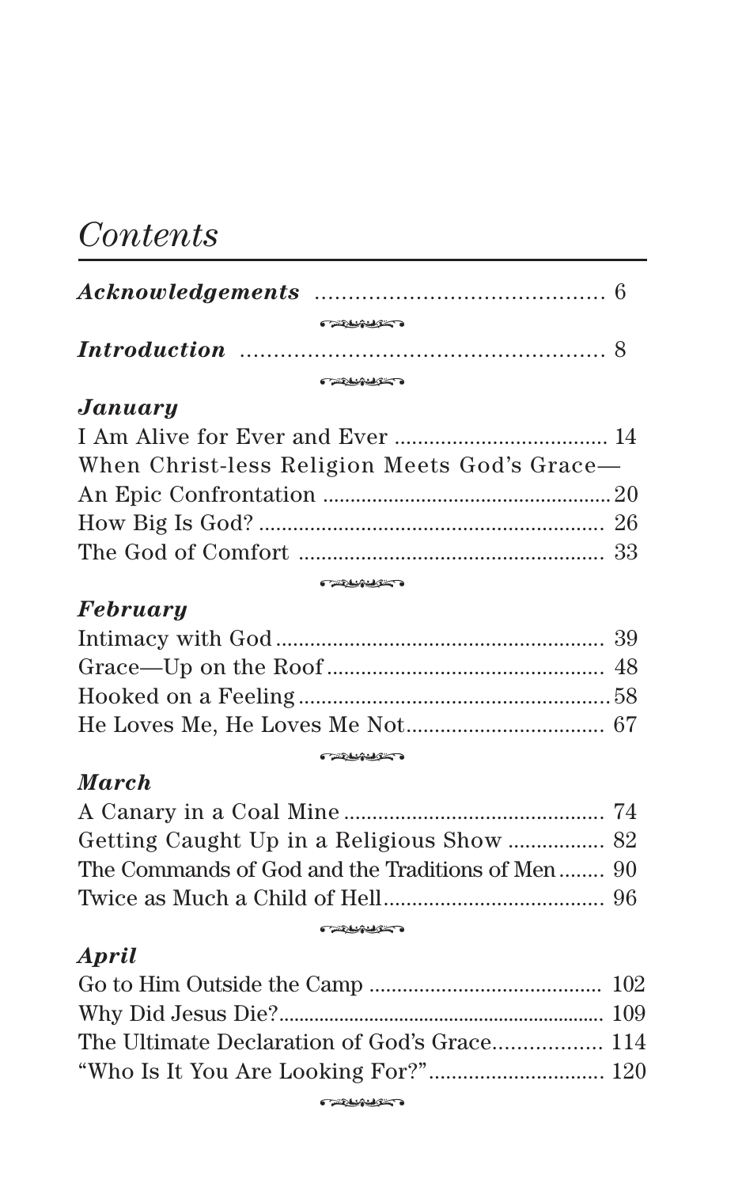# *Contents*

***Acknowledgements*** ........................................... 6

***Introduction*** ...................................................... 8

### ***January***

I Am Alive for Ever and Ever ..................................... 14

When Christ-less Religion Meets God's Grace—
An Epic Confrontation ..................................................... 20

How Big Is God? ............................................................ 26

The God of Comfort ...................................................... 33

### ***February***

Intimacy with God .......................................................... 39

Grace—Up on the Roof ................................................. 48

Hooked on a Feeling ...................................................... 58

He Loves Me, He Loves Me Not.................................. 67

### ***March***

A Canary in a Coal Mine ............................................. 74

Getting Caught Up in a Religious Show ................ 82

The Commands of God and the Traditions of Men........ 90

Twice as Much a Child of Hell..................................... 96

### ***April***

Go to Him Outside the Camp ........................................... 102

Why Did Jesus Die?........................................................... 109

The Ultimate Declaration of God's Grace.................. 114

"Who Is It You Are Looking For?"................................ 120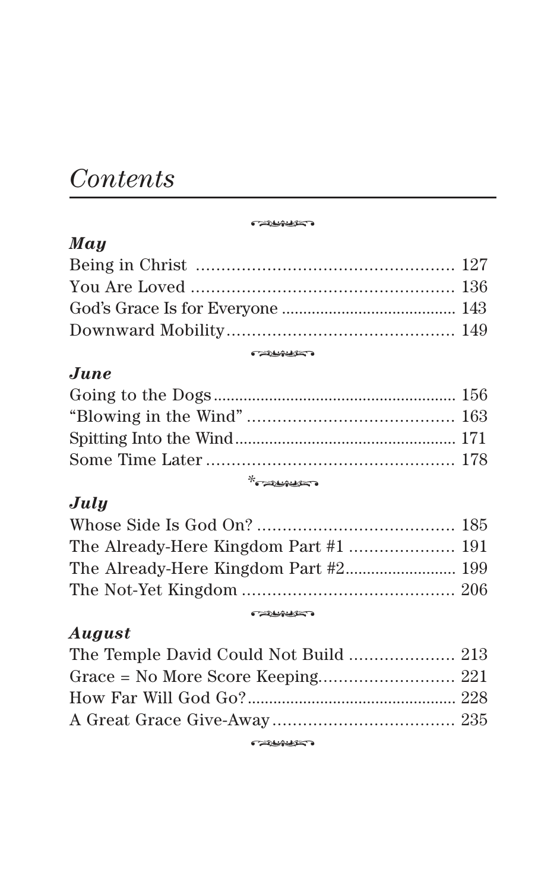# *Contents*

### *May*

Being in Christ ........................................................ 127
You Are Loved ......................................................... 136
God's Grace Is for Everyone ....................................... 143
Downward Mobility.................................................... 149

### *June*

Going to the Dogs....................................................... 156
"Blowing in the Wind" ............................................... 163
Spitting Into the Wind................................................. 171
Some Time Later ....................................................... 178

*

### *July*

Whose Side Is God On? ............................................ 185
The Already-Here Kingdom Part #1 ........................ 191
The Already-Here Kingdom Part #2......................... 199
The Not-Yet Kingdom ............................................... 206

### *August*

The Temple David Could Not Build ........................ 213
Grace = No More Score Keeping.............................. 221
How Far Will God Go?.............................................. 228
A Great Grace Give-Away........................................ 235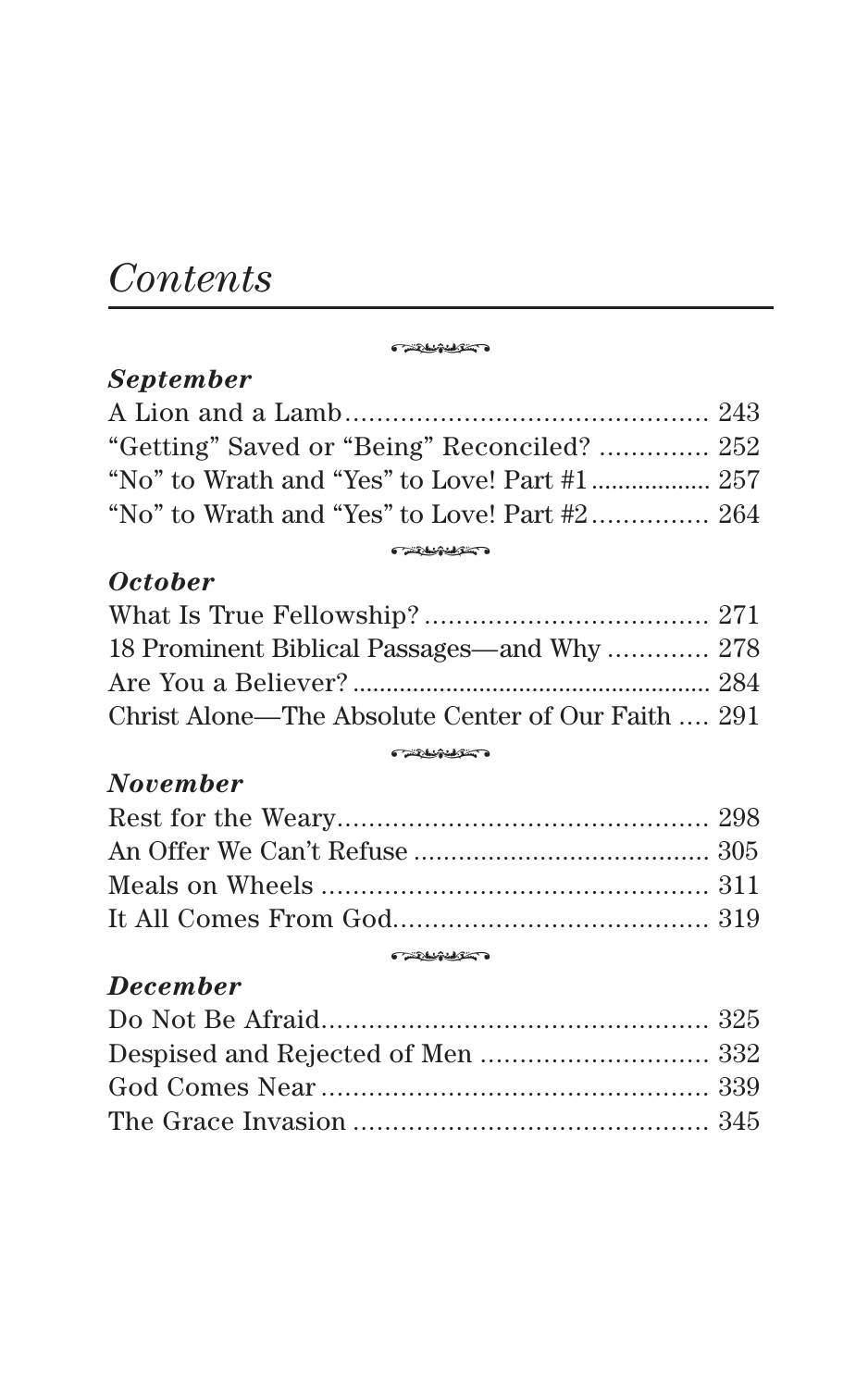# *Contents*

### ***September***

A Lion and a Lamb.............................................. 243
"Getting" Saved or "Being" Reconciled? .............. 252
"No" to Wrath and "Yes" to Love! Part #1 .................. 257
"No" to Wrath and "Yes" to Love! Part #2............... 264

### ***October***

What Is True Fellowship? .................................... 271
18 Prominent Biblical Passages—and Why ............. 278
Are You a Believer? ....................................................... 284
Christ Alone—The Absolute Center of Our Faith .... 291

### ***November***

Rest for the Weary............................................... 298
An Offer We Can't Refuse ........................................ 305
Meals on Wheels ................................................. 311
It All Comes From God........................................ 319

### ***December***

Do Not Be Afraid................................................. 325
Despised and Rejected of Men ............................. 332
God Comes Near .................................................. 339
The Grace Invasion ............................................. 345